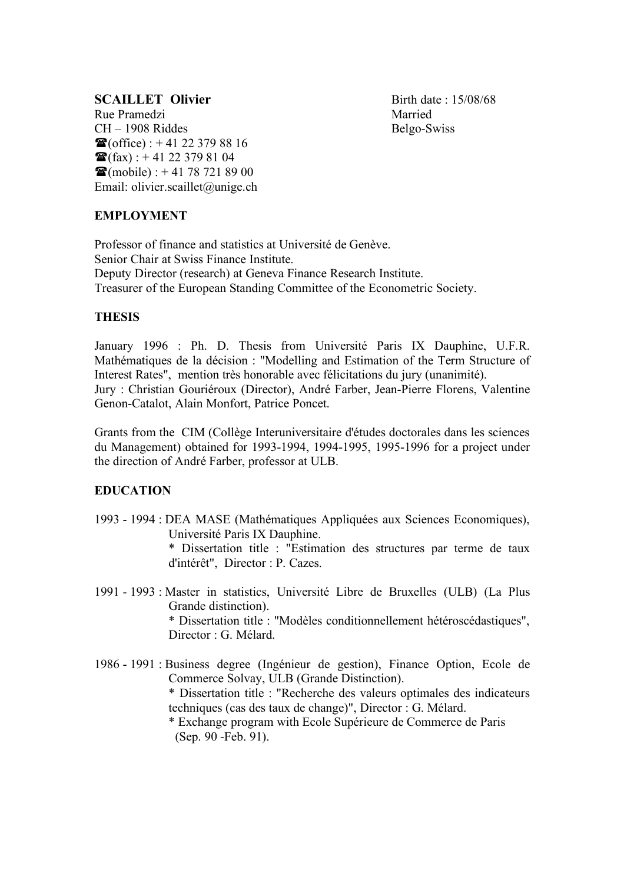**SCAILLET Olivier**
Rue Pramedzi
CH – 1908 Riddes
☎(office) : + 41 22 379 88 16
☎(fax) : + 41 22 379 81 04
☎(mobile) : + 41 78 721 89 00
Email: olivier.scaillet@unige.ch

Birth date : 15/08/68
Married
Belgo-Swiss

## EMPLOYMENT

Professor of finance and statistics at Université de Genève.
Senior Chair at Swiss Finance Institute.
Deputy Director (research) at Geneva Finance Research Institute.
Treasurer of the European Standing Committee of the Econometric Society.

## THESIS

January 1996 : Ph. D. Thesis from Université Paris IX Dauphine, U.F.R. Mathématiques de la décision : "Modelling and Estimation of the Term Structure of Interest Rates", mention très honorable avec félicitations du jury (unanimité).
Jury : Christian Gouriéroux (Director), André Farber, Jean-Pierre Florens, Valentine Genon-Catalot, Alain Monfort, Patrice Poncet.

Grants from the CIM (Collège Interuniversitaire d'études doctorales dans les sciences du Management) obtained for 1993-1994, 1994-1995, 1995-1996 for a project under the direction of André Farber, professor at ULB.

## EDUCATION

1993 - 1994 : DEA MASE (Mathématiques Appliquées aux Sciences Economiques), Université Paris IX Dauphine.
* Dissertation title : "Estimation des structures par terme de taux d'intérêt", Director : P. Cazes.

1991 - 1993 : Master in statistics, Université Libre de Bruxelles (ULB) (La Plus Grande distinction).
* Dissertation title : "Modèles conditionnellement hétéroscédastiques", Director : G. Mélard.

1986 - 1991 : Business degree (Ingénieur de gestion), Finance Option, Ecole de Commerce Solvay, ULB (Grande Distinction).
* Dissertation title : "Recherche des valeurs optimales des indicateurs techniques (cas des taux de change)", Director : G. Mélard.
* Exchange program with Ecole Supérieure de Commerce de Paris (Sep. 90 -Feb. 91).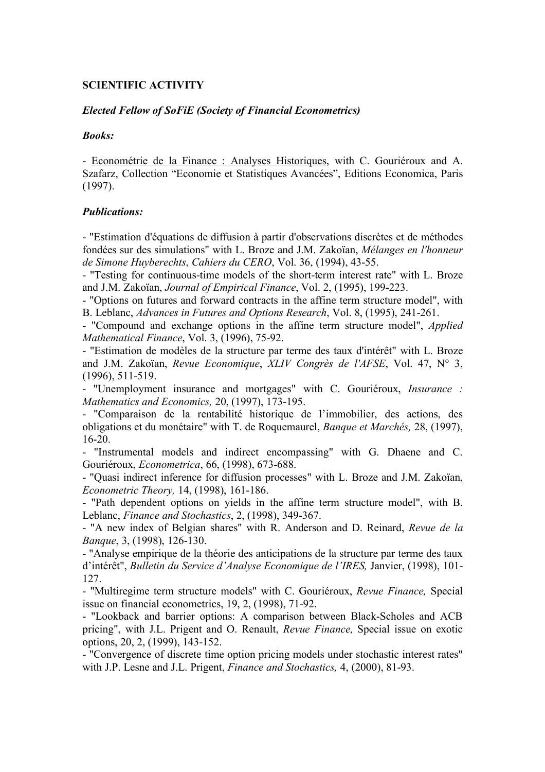**SCIENTIFIC ACTIVITY**

***Elected Fellow of SoFiE (Society of Financial Econometrics)***

***Books:***

- Econométrie de la Finance : Analyses Historiques, with C. Gouriéroux and A. Szafarz, Collection "Economie et Statistiques Avancées", Editions Economica, Paris (1997).

***Publications:***

- "Estimation d'équations de diffusion à partir d'observations discrètes et de méthodes fondées sur des simulations" with L. Broze and J.M. Zakoïan, *Mélanges en l'honneur de Simone Huyberechts*, *Cahiers du CERO*, Vol. 36, (1994), 43-55.
- "Testing for continuous-time models of the short-term interest rate" with L. Broze and J.M. Zakoïan, *Journal of Empirical Finance*, Vol. 2, (1995), 199-223.
- "Options on futures and forward contracts in the affine term structure model", with B. Leblanc, *Advances in Futures and Options Research*, Vol. 8, (1995), 241-261.
- "Compound and exchange options in the affine term structure model", *Applied Mathematical Finance*, Vol. 3, (1996), 75-92.
- "Estimation de modèles de la structure par terme des taux d'intérêt" with L. Broze and J.M. Zakoïan, *Revue Economique*, *XLIV Congrès de l'AFSE*, Vol. 47, N° 3, (1996), 511-519.
- "Unemployment insurance and mortgages" with C. Gouriéroux, *Insurance : Mathematics and Economics,* 20, (1997), 173-195.
- "Comparaison de la rentabilité historique de l'immobilier, des actions, des obligations et du monétaire" with T. de Roquemaurel, *Banque et Marchés,* 28, (1997), 16-20.
- "Instrumental models and indirect encompassing" with G. Dhaene and C. Gouriéroux, *Econometrica*, 66, (1998), 673-688.
- "Quasi indirect inference for diffusion processes" with L. Broze and J.M. Zakoïan, *Econometric Theory,* 14, (1998), 161-186.
- "Path dependent options on yields in the affine term structure model", with B. Leblanc, *Finance and Stochastics*, 2, (1998), 349-367.
- "A new index of Belgian shares" with R. Anderson and D. Reinard, *Revue de la Banque*, 3, (1998), 126-130.
- "Analyse empirique de la théorie des anticipations de la structure par terme des taux d'intérêt", *Bulletin du Service d'Analyse Economique de l'IRES,* Janvier, (1998), 101-127.
- "Multiregime term structure models" with C. Gouriéroux, *Revue Finance,* Special issue on financial econometrics, 19, 2, (1998), 71-92.
- "Lookback and barrier options: A comparison between Black-Scholes and ACB pricing", with J.L. Prigent and O. Renault, *Revue Finance,* Special issue on exotic options, 20, 2, (1999), 143-152.
- "Convergence of discrete time option pricing models under stochastic interest rates" with J.P. Lesne and J.L. Prigent, *Finance and Stochastics,* 4, (2000), 81-93.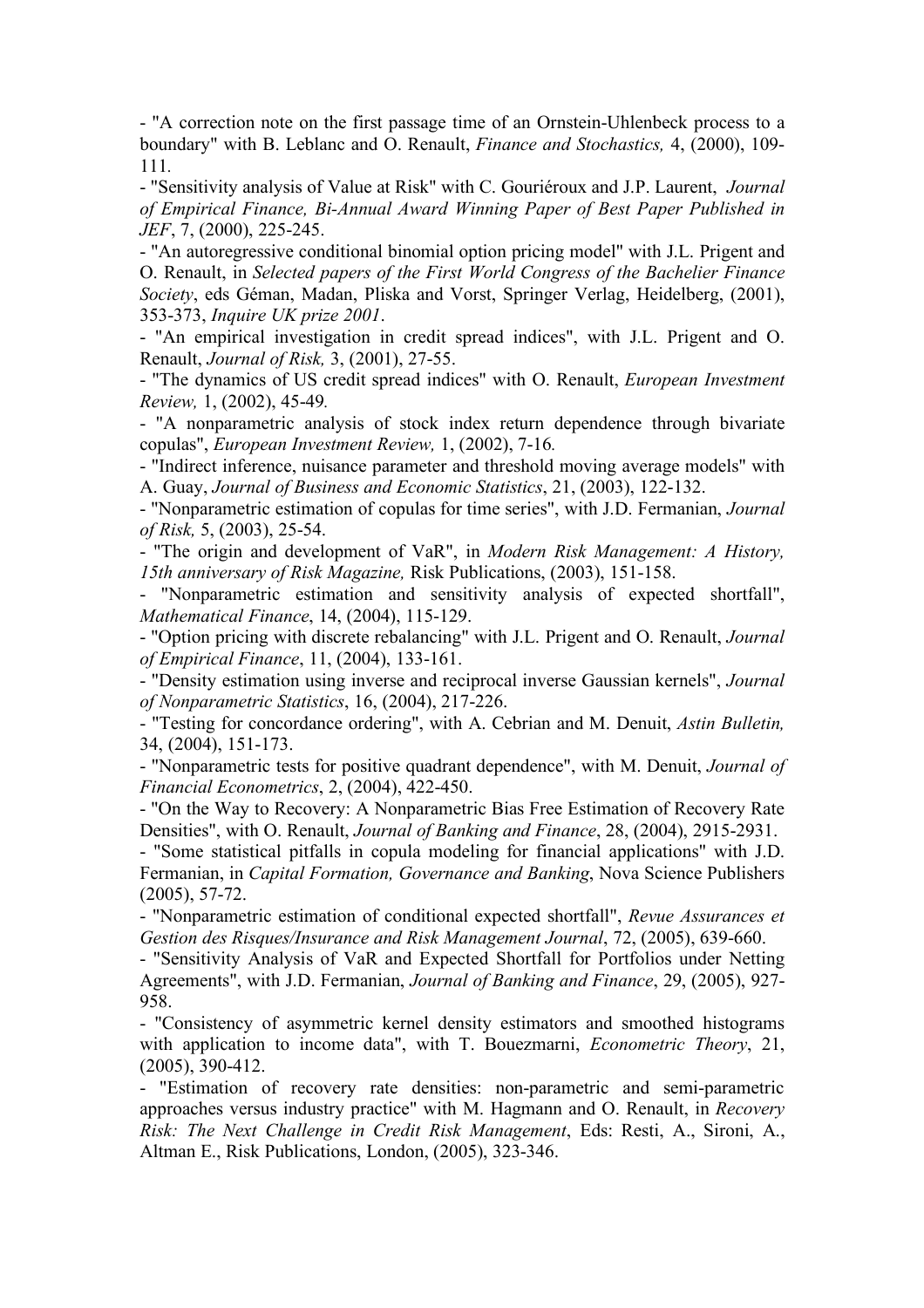- "A correction note on the first passage time of an Ornstein-Uhlenbeck process to a boundary" with B. Leblanc and O. Renault, *Finance and Stochastics,* 4, (2000), 109-111.

- "Sensitivity analysis of Value at Risk" with C. Gouriéroux and J.P. Laurent, *Journal of Empirical Finance, Bi-Annual Award Winning Paper of Best Paper Published in JEF*, 7, (2000), 225-245.

- "An autoregressive conditional binomial option pricing model" with J.L. Prigent and O. Renault, in *Selected papers of the First World Congress of the Bachelier Finance Society*, eds Géman, Madan, Pliska and Vorst, Springer Verlag, Heidelberg, (2001), 353-373, *Inquire UK prize 2001*.

- "An empirical investigation in credit spread indices", with J.L. Prigent and O. Renault, *Journal of Risk,* 3, (2001), 27-55.

- "The dynamics of US credit spread indices" with O. Renault, *European Investment Review,* 1, (2002), 45-49.

- "A nonparametric analysis of stock index return dependence through bivariate copulas", *European Investment Review,* 1, (2002), 7-16.

- "Indirect inference, nuisance parameter and threshold moving average models" with A. Guay, *Journal of Business and Economic Statistics*, 21, (2003), 122-132.

- "Nonparametric estimation of copulas for time series", with J.D. Fermanian, *Journal of Risk,* 5, (2003), 25-54.

- "The origin and development of VaR", in *Modern Risk Management: A History, 15th anniversary of Risk Magazine,* Risk Publications, (2003), 151-158.

- "Nonparametric estimation and sensitivity analysis of expected shortfall", *Mathematical Finance*, 14, (2004), 115-129.

- "Option pricing with discrete rebalancing" with J.L. Prigent and O. Renault, *Journal of Empirical Finance*, 11, (2004), 133-161.

- "Density estimation using inverse and reciprocal inverse Gaussian kernels", *Journal of Nonparametric Statistics*, 16, (2004), 217-226.

- "Testing for concordance ordering", with A. Cebrian and M. Denuit, *Astin Bulletin,* 34, (2004), 151-173.

- "Nonparametric tests for positive quadrant dependence", with M. Denuit, *Journal of Financial Econometrics*, 2, (2004), 422-450.

- "On the Way to Recovery: A Nonparametric Bias Free Estimation of Recovery Rate Densities", with O. Renault, *Journal of Banking and Finance*, 28, (2004), 2915-2931.

- "Some statistical pitfalls in copula modeling for financial applications" with J.D. Fermanian, in *Capital Formation, Governance and Banking*, Nova Science Publishers (2005), 57-72.

- "Nonparametric estimation of conditional expected shortfall", *Revue Assurances et Gestion des Risques/Insurance and Risk Management Journal*, 72, (2005), 639-660.

- "Sensitivity Analysis of VaR and Expected Shortfall for Portfolios under Netting Agreements", with J.D. Fermanian, *Journal of Banking and Finance*, 29, (2005), 927-958.

- "Consistency of asymmetric kernel density estimators and smoothed histograms with application to income data", with T. Bouezmarni, *Econometric Theory*, 21, (2005), 390-412.

- "Estimation of recovery rate densities: non-parametric and semi-parametric approaches versus industry practice" with M. Hagmann and O. Renault, in *Recovery Risk: The Next Challenge in Credit Risk Management*, Eds: Resti, A., Sironi, A., Altman E., Risk Publications, London, (2005), 323-346.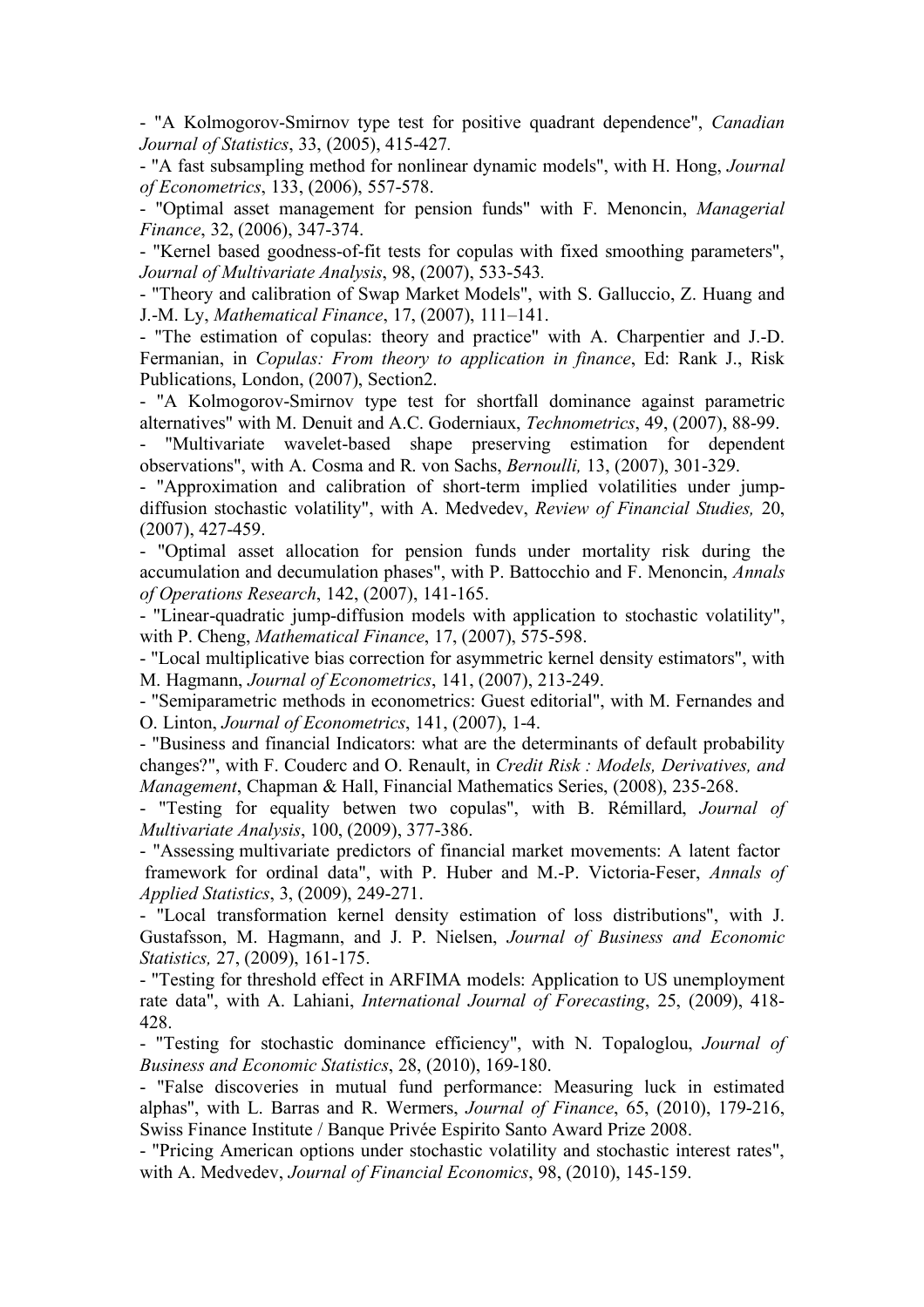- "A Kolmogorov-Smirnov type test for positive quadrant dependence", *Canadian Journal of Statistics*, 33, (2005), 415-427.

- "A fast subsampling method for nonlinear dynamic models", with H. Hong, *Journal of Econometrics*, 133, (2006), 557-578.

- "Optimal asset management for pension funds" with F. Menoncin, *Managerial Finance*, 32, (2006), 347-374.

- "Kernel based goodness-of-fit tests for copulas with fixed smoothing parameters", *Journal of Multivariate Analysis*, 98, (2007), 533-543.

- "Theory and calibration of Swap Market Models", with S. Galluccio, Z. Huang and J.-M. Ly, *Mathematical Finance*, 17, (2007), 111–141.

- "The estimation of copulas: theory and practice" with A. Charpentier and J.-D. Fermanian, in *Copulas: From theory to application in finance*, Ed: Rank J., Risk Publications, London, (2007), Section2.

- "A Kolmogorov-Smirnov type test for shortfall dominance against parametric alternatives" with M. Denuit and A.C. Goderniaux, *Technometrics*, 49, (2007), 88-99.

- "Multivariate wavelet-based shape preserving estimation for dependent observations", with A. Cosma and R. von Sachs, *Bernoulli,* 13, (2007), 301-329.

- "Approximation and calibration of short-term implied volatilities under jump-diffusion stochastic volatility", with A. Medvedev, *Review of Financial Studies,* 20, (2007), 427-459.

- "Optimal asset allocation for pension funds under mortality risk during the accumulation and decumulation phases", with P. Battocchio and F. Menoncin, *Annals of Operations Research*, 142, (2007), 141-165.

- "Linear-quadratic jump-diffusion models with application to stochastic volatility", with P. Cheng, *Mathematical Finance*, 17, (2007), 575-598.

- "Local multiplicative bias correction for asymmetric kernel density estimators", with M. Hagmann, *Journal of Econometrics*, 141, (2007), 213-249.

- "Semiparametric methods in econometrics: Guest editorial", with M. Fernandes and O. Linton, *Journal of Econometrics*, 141, (2007), 1-4.

- "Business and financial Indicators: what are the determinants of default probability changes?", with F. Couderc and O. Renault, in *Credit Risk : Models, Derivatives, and Management*, Chapman & Hall, Financial Mathematics Series, (2008), 235-268.

- "Testing for equality betwen two copulas", with B. Rémillard, *Journal of Multivariate Analysis*, 100, (2009), 377-386.

- "Assessing multivariate predictors of financial market movements: A latent factor framework for ordinal data", with P. Huber and M.-P. Victoria-Feser, *Annals of Applied Statistics*, 3, (2009), 249-271.

- "Local transformation kernel density estimation of loss distributions", with J. Gustafsson, M. Hagmann, and J. P. Nielsen, *Journal of Business and Economic Statistics,* 27, (2009), 161-175.

- "Testing for threshold effect in ARFIMA models: Application to US unemployment rate data", with A. Lahiani, *International Journal of Forecasting*, 25, (2009), 418-428.

- "Testing for stochastic dominance efficiency", with N. Topaloglou, *Journal of Business and Economic Statistics*, 28, (2010), 169-180.

- "False discoveries in mutual fund performance: Measuring luck in estimated alphas", with L. Barras and R. Wermers, *Journal of Finance*, 65, (2010), 179-216, Swiss Finance Institute / Banque Privée Espirito Santo Award Prize 2008.

- "Pricing American options under stochastic volatility and stochastic interest rates", with A. Medvedev, *Journal of Financial Economics*, 98, (2010), 145-159.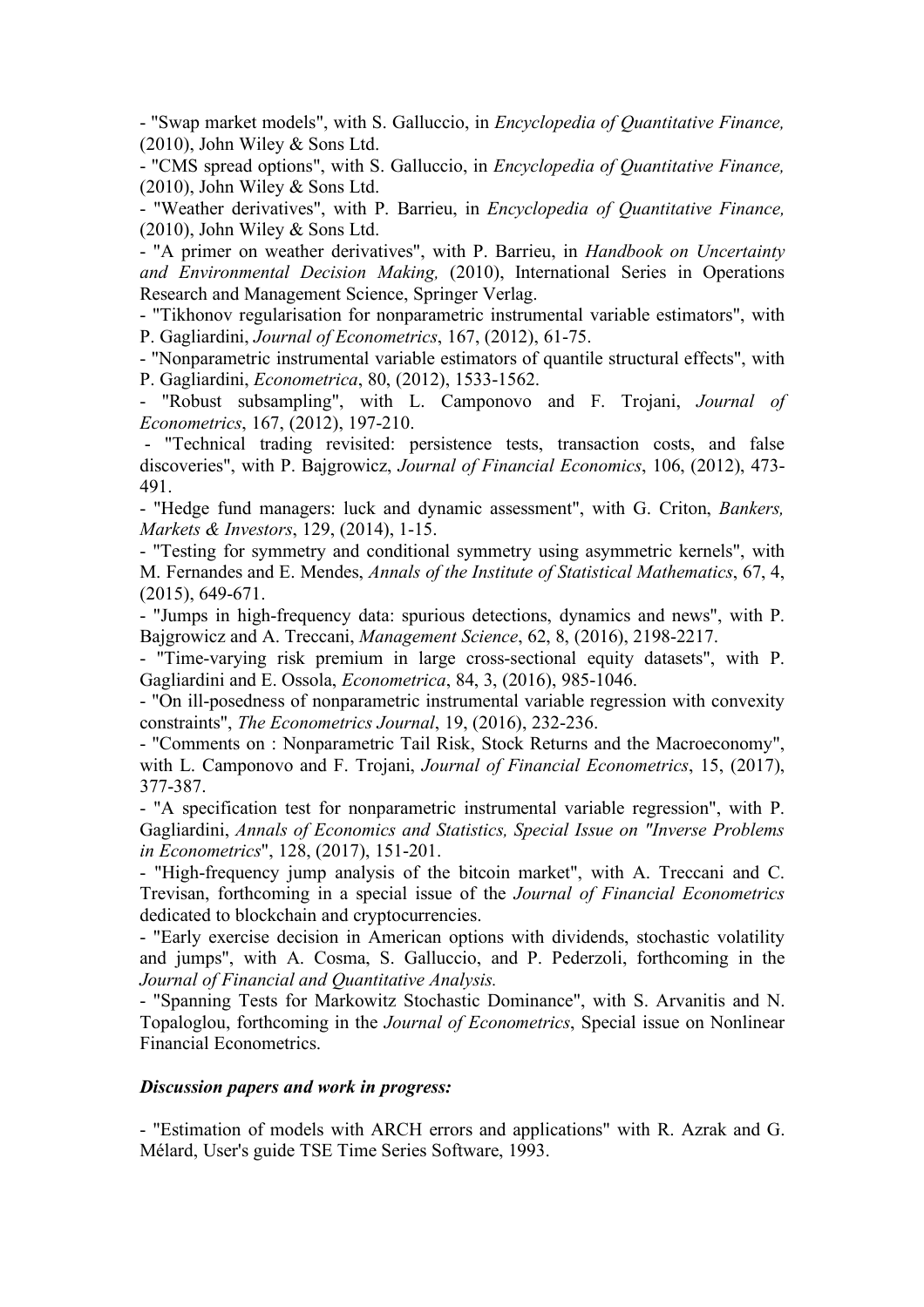- "Swap market models", with S. Galluccio, in *Encyclopedia of Quantitative Finance,* (2010), John Wiley & Sons Ltd.

- "CMS spread options", with S. Galluccio, in *Encyclopedia of Quantitative Finance,* (2010), John Wiley & Sons Ltd.

- "Weather derivatives", with P. Barrieu, in *Encyclopedia of Quantitative Finance,* (2010), John Wiley & Sons Ltd.

- "A primer on weather derivatives", with P. Barrieu, in *Handbook on Uncertainty and Environmental Decision Making,* (2010), International Series in Operations Research and Management Science, Springer Verlag.

- "Tikhonov regularisation for nonparametric instrumental variable estimators", with P. Gagliardini, *Journal of Econometrics*, 167, (2012), 61-75.

- "Nonparametric instrumental variable estimators of quantile structural effects", with P. Gagliardini, *Econometrica*, 80, (2012), 1533-1562.

- "Robust subsampling", with L. Camponovo and F. Trojani, *Journal of Econometrics*, 167, (2012), 197-210.

- "Technical trading revisited: persistence tests, transaction costs, and false discoveries", with P. Bajgrowicz, *Journal of Financial Economics*, 106, (2012), 473-491.

- "Hedge fund managers: luck and dynamic assessment", with G. Criton, *Bankers, Markets & Investors*, 129, (2014), 1-15.

- "Testing for symmetry and conditional symmetry using asymmetric kernels", with M. Fernandes and E. Mendes, *Annals of the Institute of Statistical Mathematics*, 67, 4, (2015), 649-671.

- "Jumps in high-frequency data: spurious detections, dynamics and news", with P. Bajgrowicz and A. Treccani, *Management Science*, 62, 8, (2016), 2198-2217.

- "Time-varying risk premium in large cross-sectional equity datasets", with P. Gagliardini and E. Ossola, *Econometrica*, 84, 3, (2016), 985-1046.

- "On ill-posedness of nonparametric instrumental variable regression with convexity constraints", *The Econometrics Journal*, 19, (2016), 232-236.

- "Comments on : Nonparametric Tail Risk, Stock Returns and the Macroeconomy", with L. Camponovo and F. Trojani, *Journal of Financial Econometrics*, 15, (2017), 377-387.

- "A specification test for nonparametric instrumental variable regression", with P. Gagliardini, *Annals of Economics and Statistics, Special Issue on "Inverse Problems in Econometrics*", 128, (2017), 151-201.

- "High-frequency jump analysis of the bitcoin market", with A. Treccani and C. Trevisan, forthcoming in a special issue of the *Journal of Financial Econometrics* dedicated to blockchain and cryptocurrencies.

- "Early exercise decision in American options with dividends, stochastic volatility and jumps", with A. Cosma, S. Galluccio, and P. Pederzoli, forthcoming in the *Journal of Financial and Quantitative Analysis.*

- "Spanning Tests for Markowitz Stochastic Dominance", with S. Arvanitis and N. Topaloglou, forthcoming in the *Journal of Econometrics*, Special issue on Nonlinear Financial Econometrics.

***Discussion papers and work in progress:***

- "Estimation of models with ARCH errors and applications" with R. Azrak and G. Mélard, User's guide TSE Time Series Software, 1993.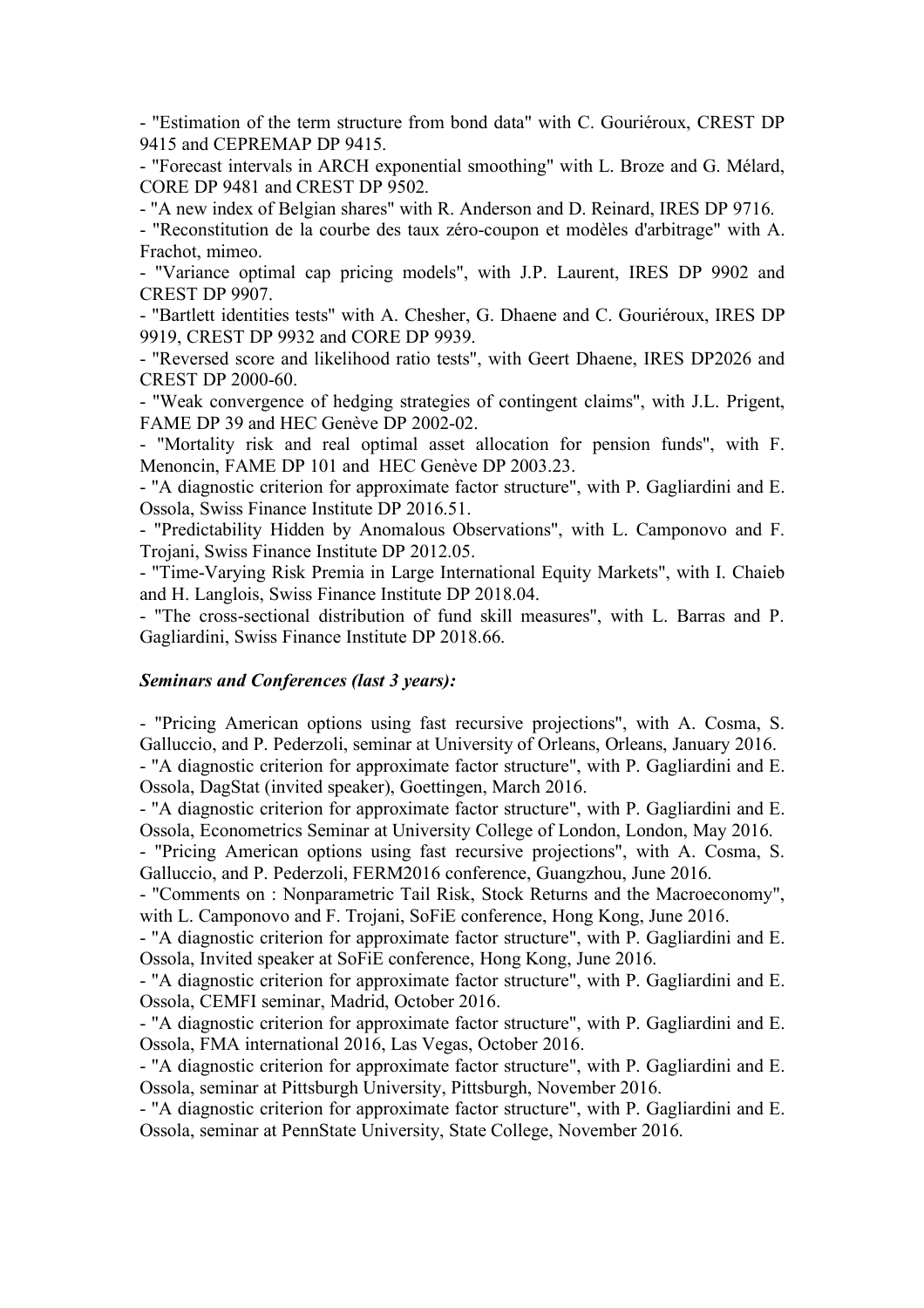- "Estimation of the term structure from bond data" with C. Gouriéroux, CREST DP 9415 and CEPREMAP DP 9415.
- "Forecast intervals in ARCH exponential smoothing" with L. Broze and G. Mélard, CORE DP 9481 and CREST DP 9502.
- "A new index of Belgian shares" with R. Anderson and D. Reinard, IRES DP 9716.
- "Reconstitution de la courbe des taux zéro-coupon et modèles d'arbitrage" with A. Frachot, mimeo.
- "Variance optimal cap pricing models", with J.P. Laurent, IRES DP 9902 and CREST DP 9907.
- "Bartlett identities tests" with A. Chesher, G. Dhaene and C. Gouriéroux, IRES DP 9919, CREST DP 9932 and CORE DP 9939.
- "Reversed score and likelihood ratio tests", with Geert Dhaene, IRES DP2026 and CREST DP 2000-60.
- "Weak convergence of hedging strategies of contingent claims", with J.L. Prigent, FAME DP 39 and HEC Genève DP 2002-02.
- "Mortality risk and real optimal asset allocation for pension funds", with F. Menoncin, FAME DP 101 and HEC Genève DP 2003.23.
- "A diagnostic criterion for approximate factor structure", with P. Gagliardini and E. Ossola, Swiss Finance Institute DP 2016.51.
- "Predictability Hidden by Anomalous Observations", with L. Camponovo and F. Trojani, Swiss Finance Institute DP 2012.05.
- "Time-Varying Risk Premia in Large International Equity Markets", with I. Chaieb and H. Langlois, Swiss Finance Institute DP 2018.04.
- "The cross-sectional distribution of fund skill measures", with L. Barras and P. Gagliardini, Swiss Finance Institute DP 2018.66.

***Seminars and Conferences (last 3 years):***

- "Pricing American options using fast recursive projections", with A. Cosma, S. Galluccio, and P. Pederzoli, seminar at University of Orleans, Orleans, January 2016.
- "A diagnostic criterion for approximate factor structure", with P. Gagliardini and E. Ossola, DagStat (invited speaker), Goettingen, March 2016.
- "A diagnostic criterion for approximate factor structure", with P. Gagliardini and E. Ossola, Econometrics Seminar at University College of London, London, May 2016.
- "Pricing American options using fast recursive projections", with A. Cosma, S. Galluccio, and P. Pederzoli, FERM2016 conference, Guangzhou, June 2016.
- "Comments on : Nonparametric Tail Risk, Stock Returns and the Macroeconomy", with L. Camponovo and F. Trojani, SoFiE conference, Hong Kong, June 2016.
- "A diagnostic criterion for approximate factor structure", with P. Gagliardini and E. Ossola, Invited speaker at SoFiE conference, Hong Kong, June 2016.
- "A diagnostic criterion for approximate factor structure", with P. Gagliardini and E. Ossola, CEMFI seminar, Madrid, October 2016.
- "A diagnostic criterion for approximate factor structure", with P. Gagliardini and E. Ossola, FMA international 2016, Las Vegas, October 2016.
- "A diagnostic criterion for approximate factor structure", with P. Gagliardini and E. Ossola, seminar at Pittsburgh University, Pittsburgh, November 2016.
- "A diagnostic criterion for approximate factor structure", with P. Gagliardini and E. Ossola, seminar at PennState University, State College, November 2016.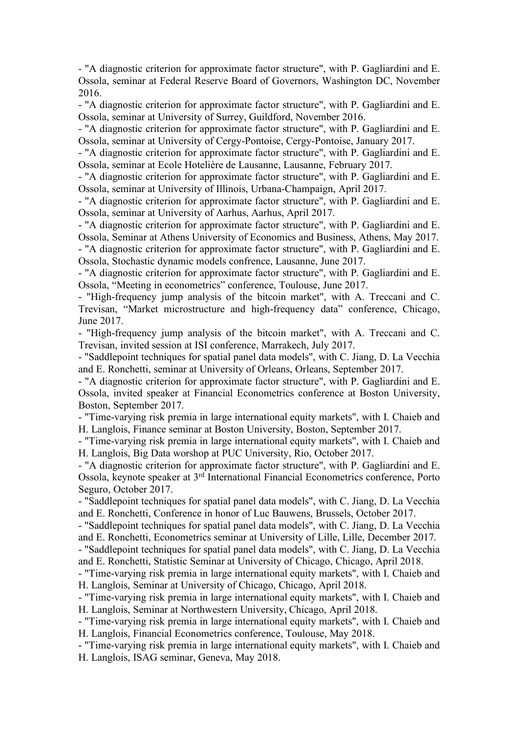- "A diagnostic criterion for approximate factor structure", with P. Gagliardini and E. Ossola, seminar at Federal Reserve Board of Governors, Washington DC, November 2016.
- "A diagnostic criterion for approximate factor structure", with P. Gagliardini and E. Ossola, seminar at University of Surrey, Guildford, November 2016.
- "A diagnostic criterion for approximate factor structure", with P. Gagliardini and E. Ossola, seminar at University of Cergy-Pontoise, Cergy-Pontoise, January 2017.
- "A diagnostic criterion for approximate factor structure", with P. Gagliardini and E. Ossola, seminar at Ecole Hotelière de Lausanne, Lausanne, February 2017.
- "A diagnostic criterion for approximate factor structure", with P. Gagliardini and E. Ossola, seminar at University of Illinois, Urbana-Champaign, April 2017.
- "A diagnostic criterion for approximate factor structure", with P. Gagliardini and E. Ossola, seminar at University of Aarhus, Aarhus, April 2017.
- "A diagnostic criterion for approximate factor structure", with P. Gagliardini and E. Ossola, Seminar at Athens University of Economics and Business, Athens, May 2017.
- "A diagnostic criterion for approximate factor structure", with P. Gagliardini and E. Ossola, Stochastic dynamic models confrence, Lausanne, June 2017.
- "A diagnostic criterion for approximate factor structure", with P. Gagliardini and E. Ossola, “Meeting in econometrics” conference, Toulouse, June 2017.
- "High-frequency jump analysis of the bitcoin market", with A. Treccani and C. Trevisan, “Market microstructure and high-frequency data” conference, Chicago, June 2017.
- "High-frequency jump analysis of the bitcoin market", with A. Treccani and C. Trevisan, invited session at ISI conference, Marrakech, July 2017.
- "Saddlepoint techniques for spatial panel data models", with C. Jiang, D. La Vecchia and E. Ronchetti, seminar at University of Orleans, Orleans, September 2017.
- "A diagnostic criterion for approximate factor structure", with P. Gagliardini and E. Ossola, invited speaker at Financial Econometrics conference at Boston University, Boston, September 2017.
- "Time-varying risk premia in large international equity markets", with I. Chaieb and H. Langlois, Finance seminar at Boston University, Boston, September 2017.
- "Time-varying risk premia in large international equity markets", with I. Chaieb and H. Langlois, Big Data worshop at PUC University, Rio, October 2017.
- "A diagnostic criterion for approximate factor structure", with P. Gagliardini and E. Ossola, keynote speaker at 3rd International Financial Econometrics conference, Porto Seguro, October 2017.
- "Saddlepoint techniques for spatial panel data models", with C. Jiang, D. La Vecchia and E. Ronchetti, Conference in honor of Luc Bauwens, Brussels, October 2017.
- "Saddlepoint techniques for spatial panel data models", with C. Jiang, D. La Vecchia and E. Ronchetti, Econometrics seminar at University of Lille, Lille, December 2017.
- "Saddlepoint techniques for spatial panel data models", with C. Jiang, D. La Vecchia and E. Ronchetti, Statistic Seminar at University of Chicago, Chicago, April 2018.
- "Time-varying risk premia in large international equity markets", with I. Chaieb and H. Langlois, Seminar at University of Chicago, Chicago, April 2018.
- "Time-varying risk premia in large international equity markets", with I. Chaieb and H. Langlois, Seminar at Northwestern University, Chicago, April 2018.
- "Time-varying risk premia in large international equity markets", with I. Chaieb and H. Langlois, Financial Econometrics conference, Toulouse, May 2018.
- "Time-varying risk premia in large international equity markets", with I. Chaieb and H. Langlois, ISAG seminar, Geneva, May 2018.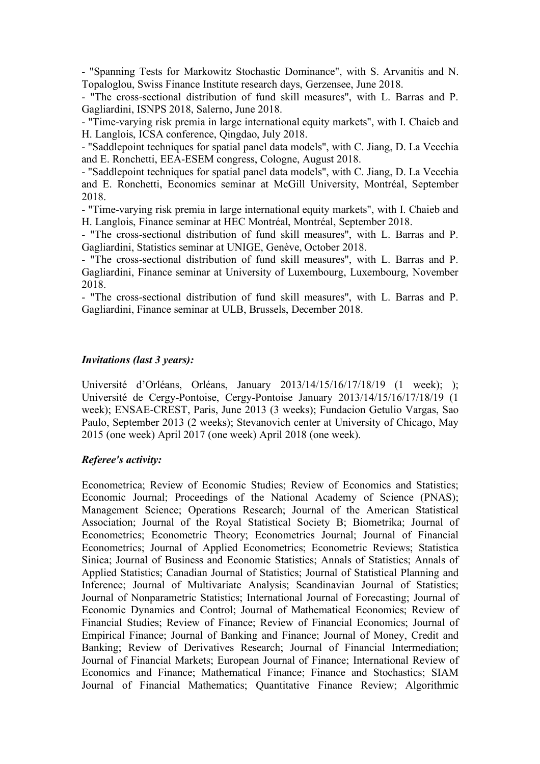- "Spanning Tests for Markowitz Stochastic Dominance", with S. Arvanitis and N. Topaloglou, Swiss Finance Institute research days, Gerzensee, June 2018.
- "The cross-sectional distribution of fund skill measures", with L. Barras and P. Gagliardini, ISNPS 2018, Salerno, June 2018.
- "Time-varying risk premia in large international equity markets", with I. Chaieb and H. Langlois, ICSA conference, Qingdao, July 2018.
- "Saddlepoint techniques for spatial panel data models", with C. Jiang, D. La Vecchia and E. Ronchetti, EEA-ESEM congress, Cologne, August 2018.
- "Saddlepoint techniques for spatial panel data models", with C. Jiang, D. La Vecchia and E. Ronchetti, Economics seminar at McGill University, Montréal, September 2018.
- "Time-varying risk premia in large international equity markets", with I. Chaieb and H. Langlois, Finance seminar at HEC Montréal, Montréal, September 2018.
- "The cross-sectional distribution of fund skill measures", with L. Barras and P. Gagliardini, Statistics seminar at UNIGE, Genève, October 2018.
- "The cross-sectional distribution of fund skill measures", with L. Barras and P. Gagliardini, Finance seminar at University of Luxembourg, Luxembourg, November 2018.
- "The cross-sectional distribution of fund skill measures", with L. Barras and P. Gagliardini, Finance seminar at ULB, Brussels, December 2018.

***Invitations (last 3 years):***

Université d'Orléans, Orléans, January 2013/14/15/16/17/18/19 (1 week); ); Université de Cergy-Pontoise, Cergy-Pontoise January 2013/14/15/16/17/18/19 (1 week); ENSAE-CREST, Paris, June 2013 (3 weeks); Fundacion Getulio Vargas, Sao Paulo, September 2013 (2 weeks); Stevanovich center at University of Chicago, May 2015 (one week) April 2017 (one week) April 2018 (one week).

***Referee's activity:***

Econometrica; Review of Economic Studies; Review of Economics and Statistics; Economic Journal; Proceedings of the National Academy of Science (PNAS); Management Science; Operations Research; Journal of the American Statistical Association; Journal of the Royal Statistical Society B; Biometrika; Journal of Econometrics; Econometric Theory; Econometrics Journal; Journal of Financial Econometrics; Journal of Applied Econometrics; Econometric Reviews; Statistica Sinica; Journal of Business and Economic Statistics; Annals of Statistics; Annals of Applied Statistics; Canadian Journal of Statistics; Journal of Statistical Planning and Inference; Journal of Multivariate Analysis; Scandinavian Journal of Statistics; Journal of Nonparametric Statistics; International Journal of Forecasting; Journal of Economic Dynamics and Control; Journal of Mathematical Economics; Review of Financial Studies; Review of Finance; Review of Financial Economics; Journal of Empirical Finance; Journal of Banking and Finance; Journal of Money, Credit and Banking; Review of Derivatives Research; Journal of Financial Intermediation; Journal of Financial Markets; European Journal of Finance; International Review of Economics and Finance; Mathematical Finance; Finance and Stochastics; SIAM Journal of Financial Mathematics; Quantitative Finance Review; Algorithmic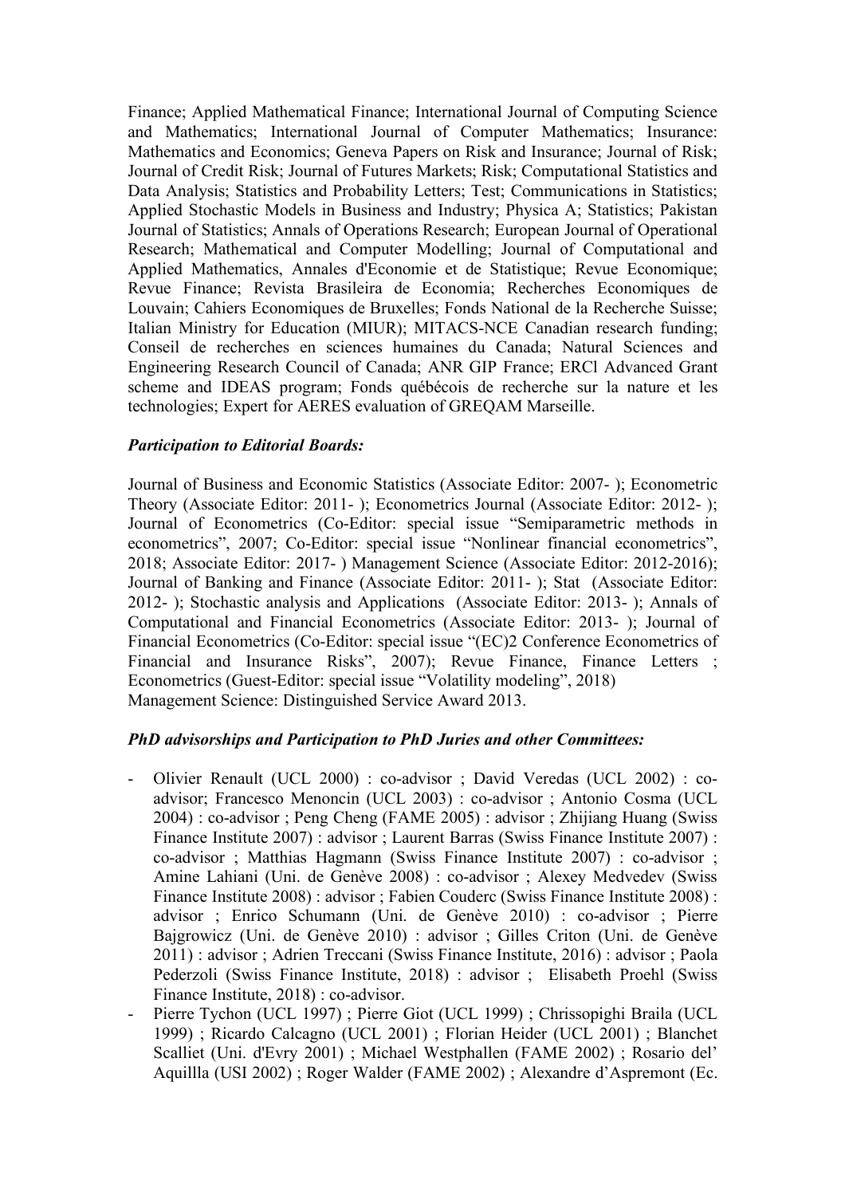Finance; Applied Mathematical Finance; International Journal of Computing Science and Mathematics; International Journal of Computer Mathematics; Insurance: Mathematics and Economics; Geneva Papers on Risk and Insurance; Journal of Risk; Journal of Credit Risk; Journal of Futures Markets; Risk; Computational Statistics and Data Analysis; Statistics and Probability Letters; Test; Communications in Statistics; Applied Stochastic Models in Business and Industry; Physica A; Statistics; Pakistan Journal of Statistics; Annals of Operations Research; European Journal of Operational Research; Mathematical and Computer Modelling; Journal of Computational and Applied Mathematics, Annales d'Economie et de Statistique; Revue Economique; Revue Finance; Revista Brasileira de Economia; Recherches Economiques de Louvain; Cahiers Economiques de Bruxelles; Fonds National de la Recherche Suisse; Italian Ministry for Education (MIUR); MITACS-NCE Canadian research funding; Conseil de recherches en sciences humaines du Canada; Natural Sciences and Engineering Research Council of Canada; ANR GIP France; ERCl Advanced Grant scheme and IDEAS program; Fonds québécois de recherche sur la nature et les technologies; Expert for AERES evaluation of GREQAM Marseille.

***Participation to Editorial Boards:***

Journal of Business and Economic Statistics (Associate Editor: 2007- ); Econometric Theory (Associate Editor: 2011- ); Econometrics Journal (Associate Editor: 2012- ); Journal of Econometrics (Co-Editor: special issue "Semiparametric methods in econometrics", 2007; Co-Editor: special issue "Nonlinear financial econometrics", 2018; Associate Editor: 2017- ) Management Science (Associate Editor: 2012-2016); Journal of Banking and Finance (Associate Editor: 2011- ); Stat (Associate Editor: 2012- ); Stochastic analysis and Applications (Associate Editor: 2013- ); Annals of Computational and Financial Econometrics (Associate Editor: 2013- ); Journal of Financial Econometrics (Co-Editor: special issue "(EC)2 Conference Econometrics of Financial and Insurance Risks", 2007); Revue Finance, Finance Letters ; Econometrics (Guest-Editor: special issue "Volatility modeling", 2018)
Management Science: Distinguished Service Award 2013.

***PhD advisorships and Participation to PhD Juries and other Committees:***

- Olivier Renault (UCL 2000) : co-advisor ; David Veredas (UCL 2002) : co-advisor; Francesco Menoncin (UCL 2003) : co-advisor ; Antonio Cosma (UCL 2004) : co-advisor ; Peng Cheng (FAME 2005) : advisor ; Zhijiang Huang (Swiss Finance Institute 2007) : advisor ; Laurent Barras (Swiss Finance Institute 2007) : co-advisor ; Matthias Hagmann (Swiss Finance Institute 2007) : co-advisor ; Amine Lahiani (Uni. de Genève 2008) : co-advisor ; Alexey Medvedev (Swiss Finance Institute 2008) : advisor ; Fabien Couderc (Swiss Finance Institute 2008) : advisor ; Enrico Schumann (Uni. de Genève 2010) : co-advisor ; Pierre Bajgrowicz (Uni. de Genève 2010) : advisor ; Gilles Criton (Uni. de Genève 2011) : advisor ; Adrien Treccani (Swiss Finance Institute, 2016) : advisor ; Paola Pederzoli (Swiss Finance Institute, 2018) : advisor ; Elisabeth Proehl (Swiss Finance Institute, 2018) : co-advisor.
- Pierre Tychon (UCL 1997) ; Pierre Giot (UCL 1999) ; Chrissopighi Braila (UCL 1999) ; Ricardo Calcagno (UCL 2001) ; Florian Heider (UCL 2001) ; Blanchet Scalliet (Uni. d'Evry 2001) ; Michael Westphallen (FAME 2002) ; Rosario del' Aquillla (USI 2002) ; Roger Walder (FAME 2002) ; Alexandre d'Aspremont (Ec.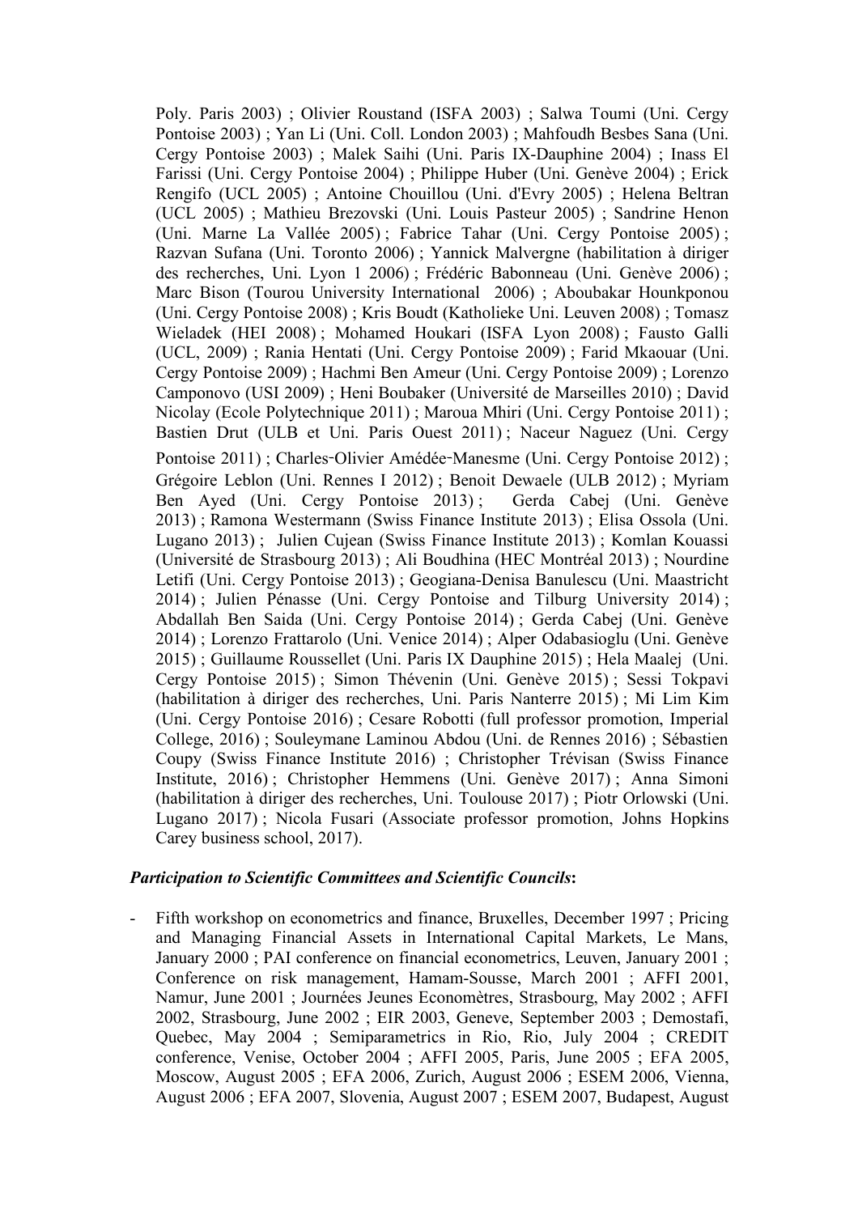Poly. Paris 2003) ; Olivier Roustand (ISFA 2003) ; Salwa Toumi (Uni. Cergy Pontoise 2003) ; Yan Li (Uni. Coll. London 2003) ; Mahfoudh Besbes Sana (Uni. Cergy Pontoise 2003) ; Malek Saihi (Uni. Paris IX-Dauphine 2004) ; Inass El Farissi (Uni. Cergy Pontoise 2004) ; Philippe Huber (Uni. Genève 2004) ; Erick Rengifo (UCL 2005) ; Antoine Chouillou (Uni. d'Evry 2005) ; Helena Beltran (UCL 2005) ; Mathieu Brezovski (Uni. Louis Pasteur 2005) ; Sandrine Henon (Uni. Marne La Vallée 2005) ; Fabrice Tahar (Uni. Cergy Pontoise 2005) ; Razvan Sufana (Uni. Toronto 2006) ; Yannick Malvergne (habilitation à diriger des recherches, Uni. Lyon 1 2006) ; Frédéric Babonneau (Uni. Genève 2006) ; Marc Bison (Tourou University International 2006) ; Aboubakar Hounkponou (Uni. Cergy Pontoise 2008) ; Kris Boudt (Katholieke Uni. Leuven 2008) ; Tomasz Wieladek (HEI 2008) ; Mohamed Houkari (ISFA Lyon 2008) ; Fausto Galli (UCL, 2009) ; Rania Hentati (Uni. Cergy Pontoise 2009) ; Farid Mkaouar (Uni. Cergy Pontoise 2009) ; Hachmi Ben Ameur (Uni. Cergy Pontoise 2009) ; Lorenzo Camponovo (USI 2009) ; Heni Boubaker (Université de Marseilles 2010) ; David Nicolay (Ecole Polytechnique 2011) ; Maroua Mhiri (Uni. Cergy Pontoise 2011) ; Bastien Drut (ULB et Uni. Paris Ouest 2011) ; Naceur Naguez (Uni. Cergy Pontoise 2011) ; Charles-Olivier Amédée-Manesme (Uni. Cergy Pontoise 2012) ; Grégoire Leblon (Uni. Rennes I 2012) ; Benoit Dewaele (ULB 2012) ; Myriam Ben Ayed (Uni. Cergy Pontoise 2013) ; Gerda Cabej (Uni. Genève 2013) ; Ramona Westermann (Swiss Finance Institute 2013) ; Elisa Ossola (Uni. Lugano 2013) ; Julien Cujean (Swiss Finance Institute 2013) ; Komlan Kouassi (Université de Strasbourg 2013) ; Ali Boudhina (HEC Montréal 2013) ; Nourdine Letifi (Uni. Cergy Pontoise 2013) ; Geogiana-Denisa Banulescu (Uni. Maastricht 2014) ; Julien Pénasse (Uni. Cergy Pontoise and Tilburg University 2014) ; Abdallah Ben Saida (Uni. Cergy Pontoise 2014) ; Gerda Cabej (Uni. Genève 2014) ; Lorenzo Frattarolo (Uni. Venice 2014) ; Alper Odabasioglu (Uni. Genève 2015) ; Guillaume Roussellet (Uni. Paris IX Dauphine 2015) ; Hela Maalej (Uni. Cergy Pontoise 2015) ; Simon Thévenin (Uni. Genève 2015) ; Sessi Tokpavi (habilitation à diriger des recherches, Uni. Paris Nanterre 2015) ; Mi Lim Kim (Uni. Cergy Pontoise 2016) ; Cesare Robotti (full professor promotion, Imperial College, 2016) ; Souleymane Laminou Abdou (Uni. de Rennes 2016) ; Sébastien Coupy (Swiss Finance Institute 2016) ; Christopher Trévisan (Swiss Finance Institute, 2016) ; Christopher Hemmens (Uni. Genève 2017) ; Anna Simoni (habilitation à diriger des recherches, Uni. Toulouse 2017) ; Piotr Orlowski (Uni. Lugano 2017) ; Nicola Fusari (Associate professor promotion, Johns Hopkins Carey business school, 2017).

***Participation to Scientific Committees and Scientific Councils*:**

- Fifth workshop on econometrics and finance, Bruxelles, December 1997 ; Pricing and Managing Financial Assets in International Capital Markets, Le Mans, January 2000 ; PAI conference on financial econometrics, Leuven, January 2001 ; Conference on risk management, Hamam-Sousse, March 2001 ; AFFI 2001, Namur, June 2001 ; Journées Jeunes Econometres, Strasbourg, May 2002 ; AFFI 2002, Strasbourg, June 2002 ; EIR 2003, Geneve, September 2003 ; Demostafi, Quebec, May 2004 ; Semiparametrics in Rio, Rio, July 2004 ; CREDIT conference, Venise, October 2004 ; AFFI 2005, Paris, June 2005 ; EFA 2005, Moscow, August 2005 ; EFA 2006, Zurich, August 2006 ; ESEM 2006, Vienna, August 2006 ; EFA 2007, Slovenia, August 2007 ; ESEM 2007, Budapest, August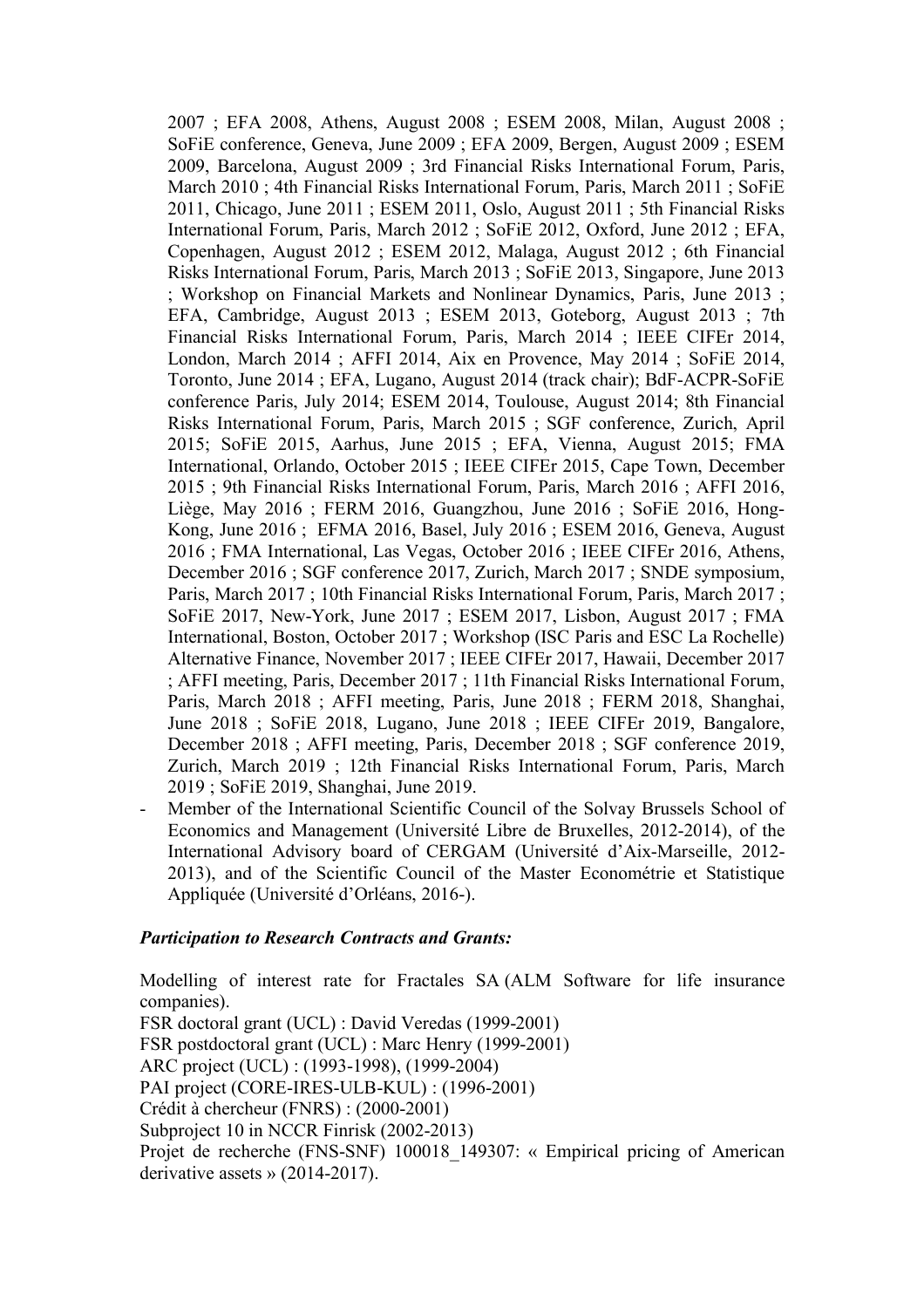2007 ; EFA 2008, Athens, August 2008 ; ESEM 2008, Milan, August 2008 ; SoFiE conference, Geneva, June 2009 ; EFA 2009, Bergen, August 2009 ; ESEM 2009, Barcelona, August 2009 ; 3rd Financial Risks International Forum, Paris, March 2010 ; 4th Financial Risks International Forum, Paris, March 2011 ; SoFiE 2011, Chicago, June 2011 ; ESEM 2011, Oslo, August 2011 ; 5th Financial Risks International Forum, Paris, March 2012 ; SoFiE 2012, Oxford, June 2012 ; EFA, Copenhagen, August 2012 ; ESEM 2012, Malaga, August 2012 ; 6th Financial Risks International Forum, Paris, March 2013 ; SoFiE 2013, Singapore, June 2013 ; Workshop on Financial Markets and Nonlinear Dynamics, Paris, June 2013 ; EFA, Cambridge, August 2013 ; ESEM 2013, Goteborg, August 2013 ; 7th Financial Risks International Forum, Paris, March 2014 ; IEEE CIFEr 2014, London, March 2014 ; AFFI 2014, Aix en Provence, May 2014 ; SoFiE 2014, Toronto, June 2014 ; EFA, Lugano, August 2014 (track chair); BdF-ACPR-SoFiE conference Paris, July 2014; ESEM 2014, Toulouse, August 2014; 8th Financial Risks International Forum, Paris, March 2015 ; SGF conference, Zurich, April 2015; SoFiE 2015, Aarhus, June 2015 ; EFA, Vienna, August 2015; FMA International, Orlando, October 2015 ; IEEE CIFEr 2015, Cape Town, December 2015 ; 9th Financial Risks International Forum, Paris, March 2016 ; AFFI 2016, Liège, May 2016 ; FERM 2016, Guangzhou, June 2016 ; SoFiE 2016, Hong-Kong, June 2016 ; EFMA 2016, Basel, July 2016 ; ESEM 2016, Geneva, August 2016 ; FMA International, Las Vegas, October 2016 ; IEEE CIFEr 2016, Athens, December 2016 ; SGF conference 2017, Zurich, March 2017 ; SNDE symposium, Paris, March 2017 ; 10th Financial Risks International Forum, Paris, March 2017 ; SoFiE 2017, New-York, June 2017 ; ESEM 2017, Lisbon, August 2017 ; FMA International, Boston, October 2017 ; Workshop (ISC Paris and ESC La Rochelle) Alternative Finance, November 2017 ; IEEE CIFEr 2017, Hawaii, December 2017 ; AFFI meeting, Paris, December 2017 ; 11th Financial Risks International Forum, Paris, March 2018 ; AFFI meeting, Paris, June 2018 ; FERM 2018, Shanghai, June 2018 ; SoFiE 2018, Lugano, June 2018 ; IEEE CIFEr 2019, Bangalore, December 2018 ; AFFI meeting, Paris, December 2018 ; SGF conference 2019, Zurich, March 2019 ; 12th Financial Risks International Forum, Paris, March 2019 ; SoFiE 2019, Shanghai, June 2019.

- Member of the International Scientific Council of the Solvay Brussels School of Economics and Management (Université Libre de Bruxelles, 2012-2014), of the International Advisory board of CERGAM (Université d'Aix-Marseille, 2012-2013), and of the Scientific Council of the Master Econométrie et Statistique Appliquée (Université d'Orléans, 2016-).

***Participation to Research Contracts and Grants:***

Modelling of interest rate for Fractales SA (ALM Software for life insurance companies).
FSR doctoral grant (UCL) : David Veredas (1999-2001)
FSR postdoctoral grant (UCL) : Marc Henry (1999-2001)
ARC project (UCL) : (1993-1998), (1999-2004)
PAI project (CORE-IRES-ULB-KUL) : (1996-2001)
Crédit à chercheur (FNRS) : (2000-2001)
Subproject 10 in NCCR Finrisk (2002-2013)
Projet de recherche (FNS-SNF) 100018_149307: « Empirical pricing of American derivative assets » (2014-2017).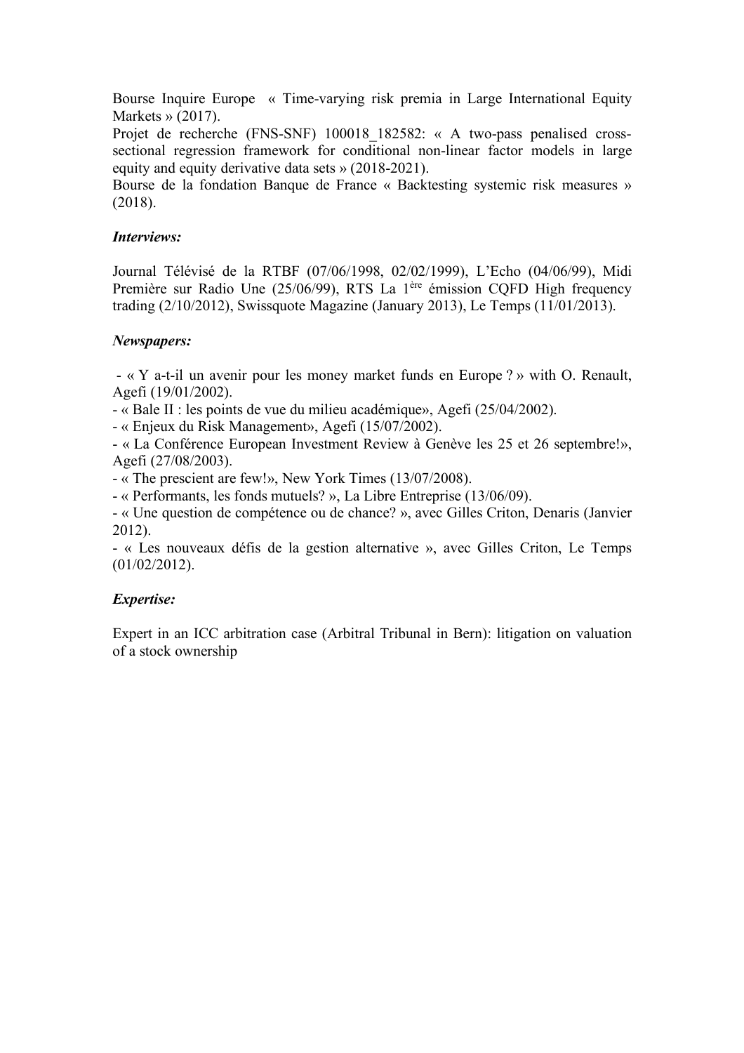Bourse Inquire Europe « Time-varying risk premia in Large International Equity Markets » (2017).
Projet de recherche (FNS-SNF) 100018_182582: « A two-pass penalised cross-sectional regression framework for conditional non-linear factor models in large equity and equity derivative data sets » (2018-2021).
Bourse de la fondation Banque de France « Backtesting systemic risk measures » (2018).

***Interviews:***

Journal Télévisé de la RTBF (07/06/1998, 02/02/1999), L'Echo (04/06/99), Midi Première sur Radio Une (25/06/99), RTS La 1ère émission CQFD High frequency trading (2/10/2012), Swissquote Magazine (January 2013), Le Temps (11/01/2013).

***Newspapers:***

- « Y a-t-il un avenir pour les money market funds en Europe ? » with O. Renault, Agefi (19/01/2002).
- « Bale II : les points de vue du milieu académique», Agefi (25/04/2002).
- « Enjeux du Risk Management», Agefi (15/07/2002).
- « La Conférence European Investment Review à Genève les 25 et 26 septembre!», Agefi (27/08/2003).
- « The prescient are few!», New York Times (13/07/2008).
- « Performants, les fonds mutuels? », La Libre Entreprise (13/06/09).
- « Une question de compétence ou de chance? », avec Gilles Criton, Denaris (Janvier 2012).
- « Les nouveaux défis de la gestion alternative », avec Gilles Criton, Le Temps (01/02/2012).

***Expertise:***

Expert in an ICC arbitration case (Arbitral Tribunal in Bern): litigation on valuation of a stock ownership